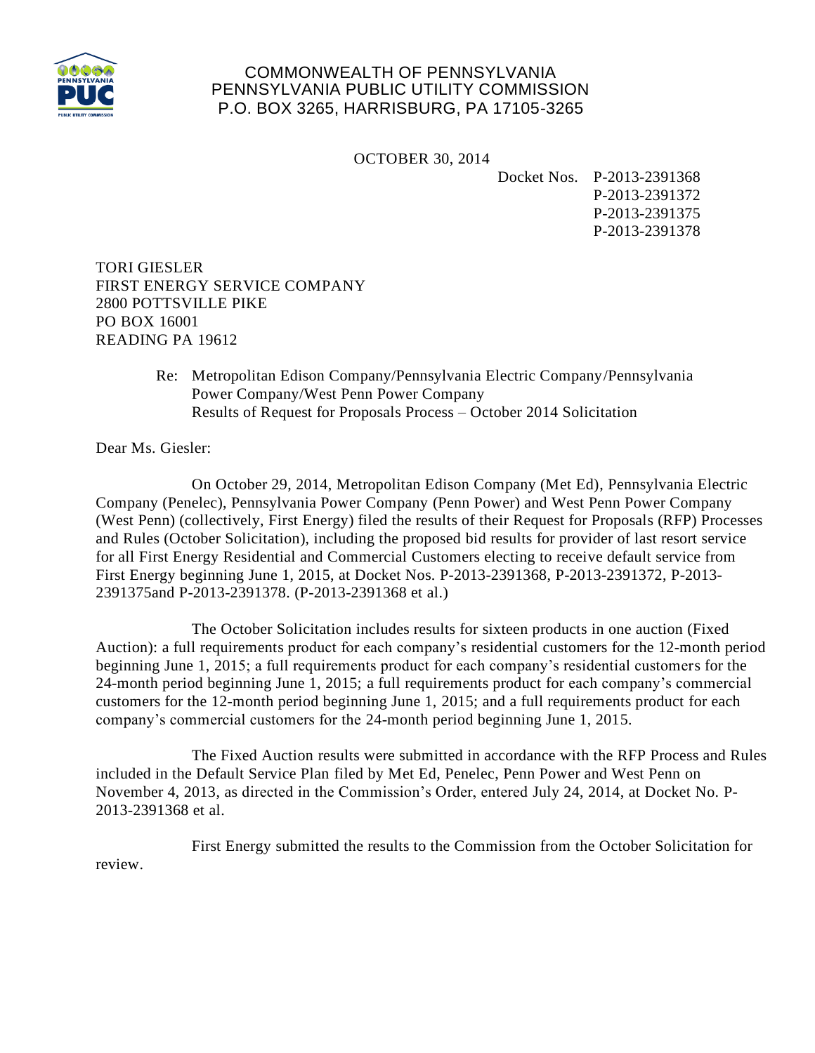COMMONWEALTH OF PENNSYLVANIA
PENNSYLVANIA PUBLIC UTILITY COMMISSION
P.O. BOX 3265, HARRISBURG, PA 17105-3265

OCTOBER 30, 2014

Docket Nos. P-2013-2391368
P-2013-2391372
P-2013-2391375
P-2013-2391378

TORI GIESLER
FIRST ENERGY SERVICE COMPANY
2800 POTTSVILLE PIKE
PO BOX 16001
READING PA 19612

Re: Metropolitan Edison Company/Pennsylvania Electric Company/Pennsylvania Power Company/West Penn Power Company
Results of Request for Proposals Process – October 2014 Solicitation

Dear Ms. Giesler:

On October 29, 2014, Metropolitan Edison Company (Met Ed), Pennsylvania Electric Company (Penelec), Pennsylvania Power Company (Penn Power) and West Penn Power Company (West Penn) (collectively, First Energy) filed the results of their Request for Proposals (RFP) Processes and Rules (October Solicitation), including the proposed bid results for provider of last resort service for all First Energy Residential and Commercial Customers electing to receive default service from First Energy beginning June 1, 2015, at Docket Nos. P-2013-2391368, P-2013-2391372, P-2013-2391375and P-2013-2391378. (P-2013-2391368 et al.)

The October Solicitation includes results for sixteen products in one auction (Fixed Auction): a full requirements product for each company's residential customers for the 12-month period beginning June 1, 2015; a full requirements product for each company's residential customers for the 24-month period beginning June 1, 2015; a full requirements product for each company's commercial customers for the 12-month period beginning June 1, 2015; and a full requirements product for each company's commercial customers for the 24-month period beginning June 1, 2015.

The Fixed Auction results were submitted in accordance with the RFP Process and Rules included in the Default Service Plan filed by Met Ed, Penelec, Penn Power and West Penn on November 4, 2013, as directed in the Commission's Order, entered July 24, 2014, at Docket No. P-2013-2391368 et al.

First Energy submitted the results to the Commission from the October Solicitation for review.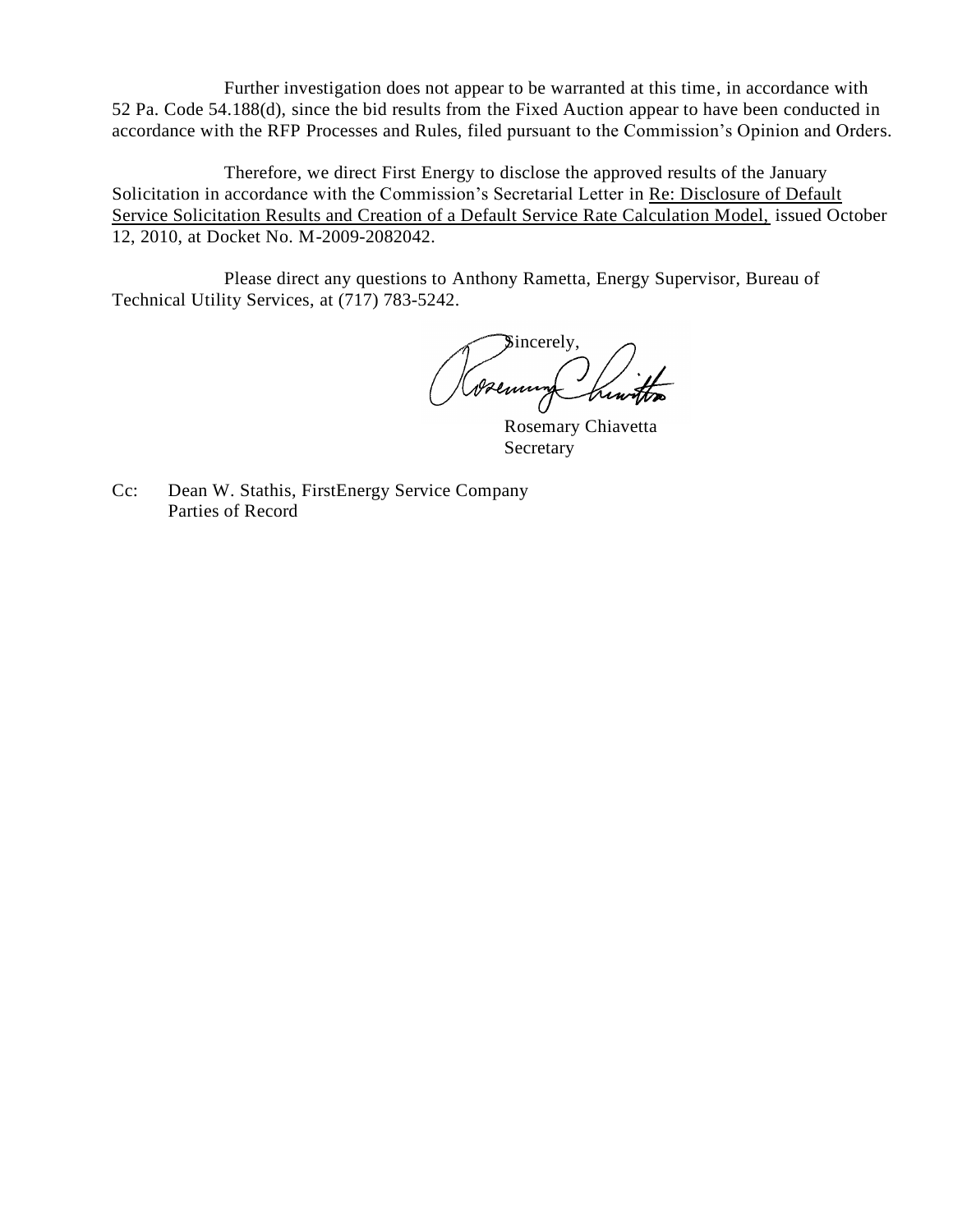Further investigation does not appear to be warranted at this time, in accordance with 52 Pa. Code 54.188(d), since the bid results from the Fixed Auction appear to have been conducted in accordance with the RFP Processes and Rules, filed pursuant to the Commission's Opinion and Orders.

Therefore, we direct First Energy to disclose the approved results of the January Solicitation in accordance with the Commission's Secretarial Letter in Re: Disclosure of Default Service Solicitation Results and Creation of a Default Service Rate Calculation Model, issued October 12, 2010, at Docket No. M-2009-2082042.

Please direct any questions to Anthony Rametta, Energy Supervisor, Bureau of Technical Utility Services, at (717) 783-5242.

Sincerely,

Rosemary Chiavetta
Secretary

Cc: Dean W. Stathis, FirstEnergy Service Company
Parties of Record